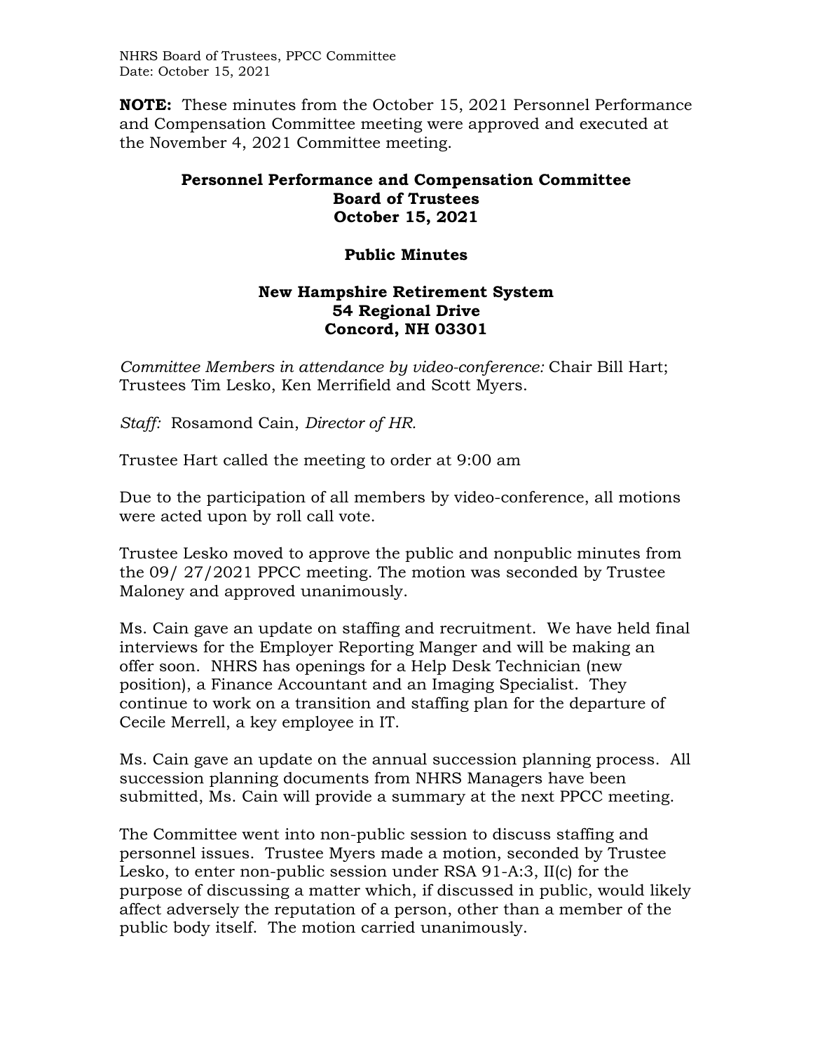**NOTE:** These minutes from the October 15, 2021 Personnel Performance and Compensation Committee meeting were approved and executed at the November 4, 2021 Committee meeting.

# Personnel Performance and Compensation Committee
# Board of Trustees
# October 15, 2021

## Public Minutes

### New Hampshire Retirement System
### 54 Regional Drive
### Concord, NH 03301

*Committee Members in attendance by video-conference:* Chair Bill Hart; Trustees Tim Lesko, Ken Merrifield and Scott Myers.

*Staff:* Rosamond Cain, *Director of HR.*

Trustee Hart called the meeting to order at 9:00 am

Due to the participation of all members by video-conference, all motions were acted upon by roll call vote.

Trustee Lesko moved to approve the public and nonpublic minutes from the 09/ 27/2021 PPCC meeting. The motion was seconded by Trustee Maloney and approved unanimously.

Ms. Cain gave an update on staffing and recruitment. We have held final interviews for the Employer Reporting Manger and will be making an offer soon. NHRS has openings for a Help Desk Technician (new position), a Finance Accountant and an Imaging Specialist. They continue to work on a transition and staffing plan for the departure of Cecile Merrell, a key employee in IT.

Ms. Cain gave an update on the annual succession planning process. All succession planning documents from NHRS Managers have been submitted, Ms. Cain will provide a summary at the next PPCC meeting.

The Committee went into non-public session to discuss staffing and personnel issues. Trustee Myers made a motion, seconded by Trustee Lesko, to enter non-public session under RSA 91-A:3, II(c) for the purpose of discussing a matter which, if discussed in public, would likely affect adversely the reputation of a person, other than a member of the public body itself. The motion carried unanimously.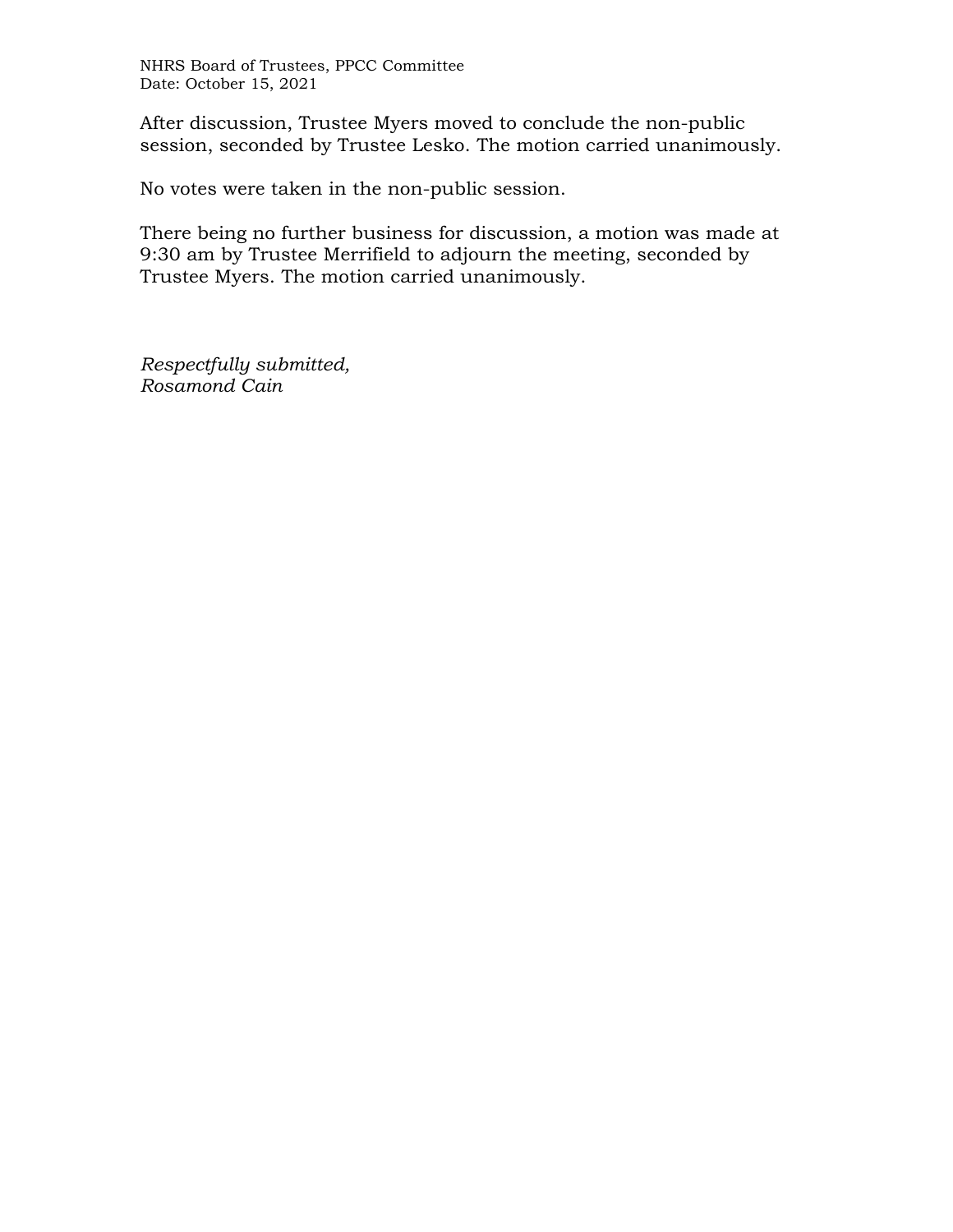After discussion, Trustee Myers moved to conclude the non-public session, seconded by Trustee Lesko. The motion carried unanimously.

No votes were taken in the non-public session.

There being no further business for discussion, a motion was made at 9:30 am by Trustee Merrifield to adjourn the meeting, seconded by Trustee Myers. The motion carried unanimously.

*Respectfully submitted,*
*Rosamond Cain*